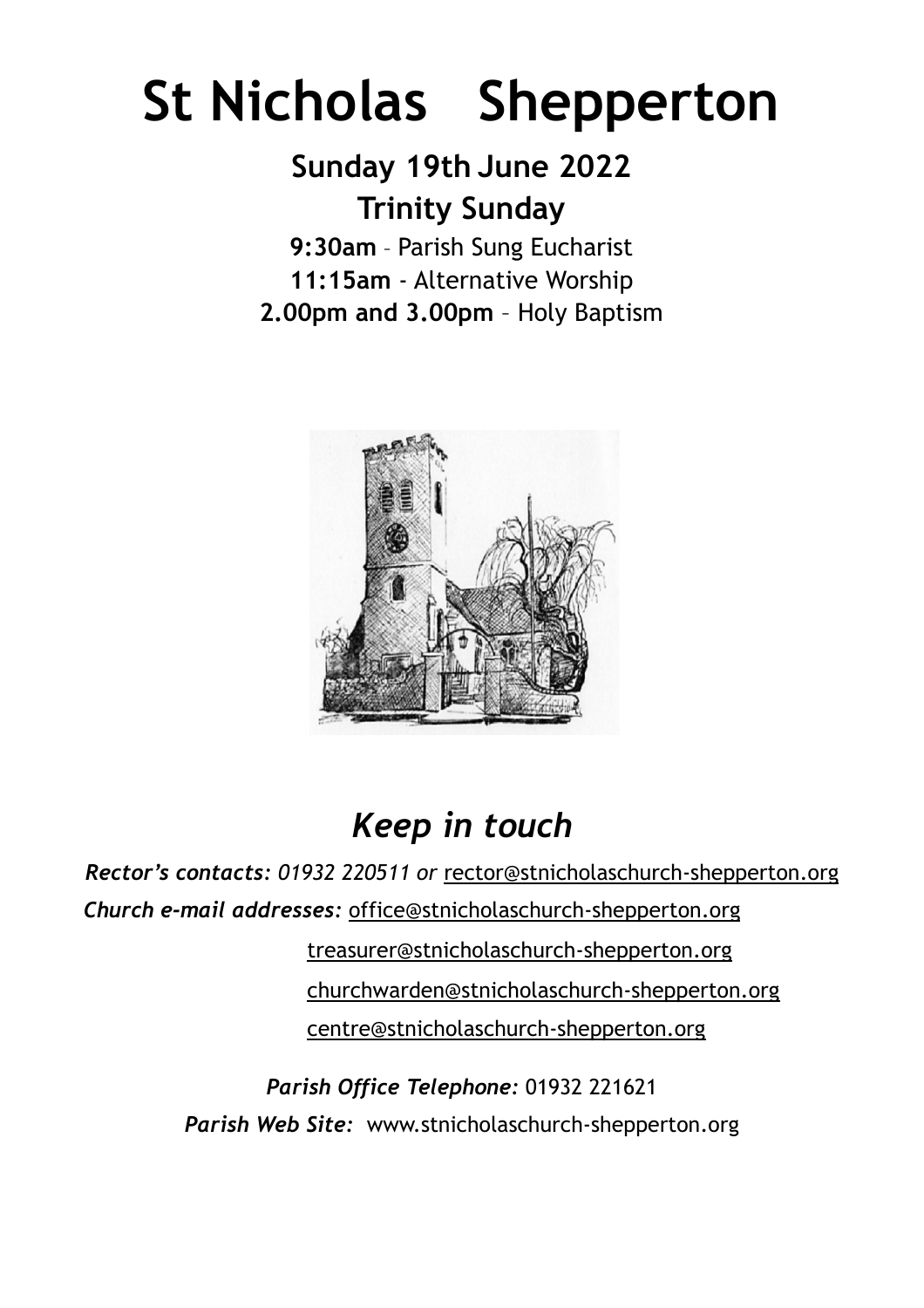# St Nicholas Shepperton

## Sunday 19th June 2022

## Trinity Sunday

**9:30am** – Parish Sung Eucharist

**11:15am** - Alternative Worship

**2.00pm and 3.00pm** – Holy Baptism

## *Keep in touch*

***Rector's contacts:*** *01932 220511 or* rector@stnicholaschurch-shepperton.org

***Church e-mail addresses:*** office@stnicholaschurch-shepperton.org

treasurer@stnicholaschurch-shepperton.org

churchwarden@stnicholaschurch-shepperton.org

centre@stnicholaschurch-shepperton.org

***Parish Office Telephone:*** 01932 221621

***Parish Web Site:*** www.stnicholaschurch-shepperton.org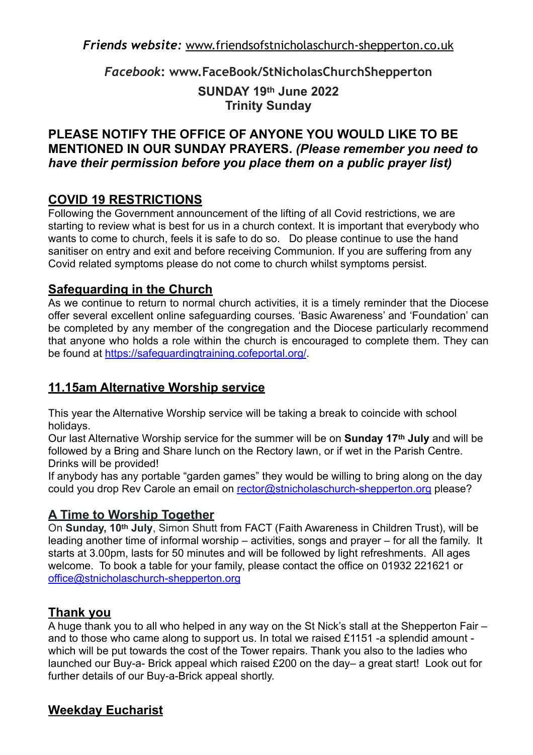*Friends website:* www.friendsofstnicholaschurch-shepperton.co.uk

*Facebook*: www.FaceBook/StNicholasChurchShepperton

**SUNDAY 19th June 2022**
**Trinity Sunday**

**PLEASE NOTIFY THE OFFICE OF ANYONE YOU WOULD LIKE TO BE MENTIONED IN OUR SUNDAY PRAYERS.** ***(Please remember you need to have their permission before you place them on a public prayer list)***

## COVID 19 RESTRICTIONS

Following the Government announcement of the lifting of all Covid restrictions, we are starting to review what is best for us in a church context. It is important that everybody who wants to come to church, feels it is safe to do so. Do please continue to use the hand sanitiser on entry and exit and before receiving Communion. If you are suffering from any Covid related symptoms please do not come to church whilst symptoms persist.

## Safeguarding in the Church

As we continue to return to normal church activities, it is a timely reminder that the Diocese offer several excellent online safeguarding courses. 'Basic Awareness' and 'Foundation' can be completed by any member of the congregation and the Diocese particularly recommend that anyone who holds a role within the church is encouraged to complete them. They can be found at https://safeguardingtraining.cofeportal.org/.

## 11.15am Alternative Worship service

This year the Alternative Worship service will be taking a break to coincide with school holidays.
Our last Alternative Worship service for the summer will be on **Sunday 17th July** and will be followed by a Bring and Share lunch on the Rectory lawn, or if wet in the Parish Centre. Drinks will be provided!
If anybody has any portable "garden games" they would be willing to bring along on the day could you drop Rev Carole an email on rector@stnicholaschurch-shepperton.org please?

## A Time to Worship Together

On **Sunday, 10th July**, Simon Shutt from FACT (Faith Awareness in Children Trust), will be leading another time of informal worship – activities, songs and prayer – for all the family. It starts at 3.00pm, lasts for 50 minutes and will be followed by light refreshments. All ages welcome. To book a table for your family, please contact the office on 01932 221621 or office@stnicholaschurch-shepperton.org

## Thank you

A huge thank you to all who helped in any way on the St Nick's stall at the Shepperton Fair – and to those who came along to support us. In total we raised £1151 -a splendid amount - which will be put towards the cost of the Tower repairs. Thank you also to the ladies who launched our Buy-a- Brick appeal which raised £200 on the day– a great start! Look out for further details of our Buy-a-Brick appeal shortly.

## Weekday Eucharist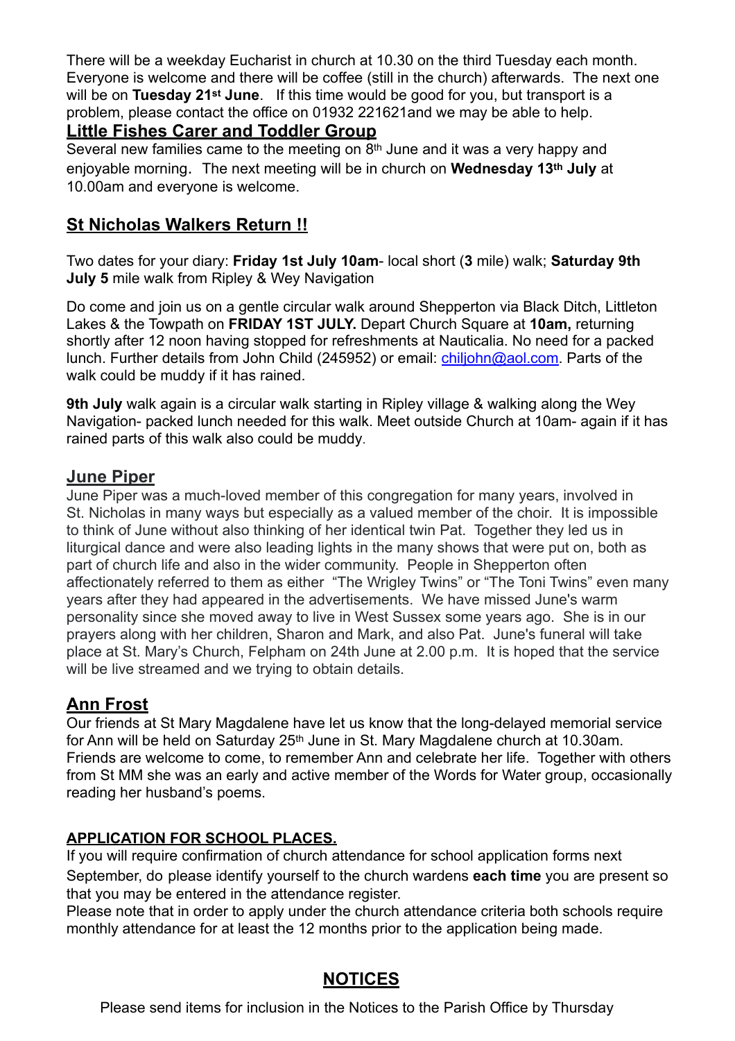There will be a weekday Eucharist in church at 10.30 on the third Tuesday each month. Everyone is welcome and there will be coffee (still in the church) afterwards. The next one will be on **Tuesday 21st June**. If this time would be good for you, but transport is a problem, please contact the office on 01932 221621and we may be able to help.

## Little Fishes Carer and Toddler Group

Several new families came to the meeting on 8th June and it was a very happy and enjoyable morning. The next meeting will be in church on **Wednesday 13th July** at 10.00am and everyone is welcome.

## St Nicholas Walkers Return !!

Two dates for your diary: **Friday 1st July 10am**- local short (**3** mile) walk; **Saturday 9th July 5** mile walk from Ripley & Wey Navigation

Do come and join us on a gentle circular walk around Shepperton via Black Ditch, Littleton Lakes & the Towpath on **FRIDAY 1ST JULY.** Depart Church Square at **10am,** returning shortly after 12 noon having stopped for refreshments at Nauticalia. No need for a packed lunch. Further details from John Child (245952) or email: chiljohn@aol.com. Parts of the walk could be muddy if it has rained.

**9th July** walk again is a circular walk starting in Ripley village & walking along the Wey Navigation- packed lunch needed for this walk. Meet outside Church at 10am- again if it has rained parts of this walk also could be muddy.

## June Piper

June Piper was a much-loved member of this congregation for many years, involved in St. Nicholas in many ways but especially as a valued member of the choir. It is impossible to think of June without also thinking of her identical twin Pat. Together they led us in liturgical dance and were also leading lights in the many shows that were put on, both as part of church life and also in the wider community. People in Shepperton often affectionately referred to them as either "The Wrigley Twins" or "The Toni Twins" even many years after they had appeared in the advertisements. We have missed June's warm personality since she moved away to live in West Sussex some years ago. She is in our prayers along with her children, Sharon and Mark, and also Pat. June's funeral will take place at St. Mary's Church, Felpham on 24th June at 2.00 p.m. It is hoped that the service will be live streamed and we trying to obtain details.

## Ann Frost

Our friends at St Mary Magdalene have let us know that the long-delayed memorial service for Ann will be held on Saturday 25th June in St. Mary Magdalene church at 10.30am. Friends are welcome to come, to remember Ann and celebrate her life. Together with others from St MM she was an early and active member of the Words for Water group, occasionally reading her husband's poems.

### APPLICATION FOR SCHOOL PLACES.

If you will require confirmation of church attendance for school application forms next September, do please identify yourself to the church wardens **each time** you are present so that you may be entered in the attendance register.
Please note that in order to apply under the church attendance criteria both schools require monthly attendance for at least the 12 months prior to the application being made.

## NOTICES

Please send items for inclusion in the Notices to the Parish Office by Thursday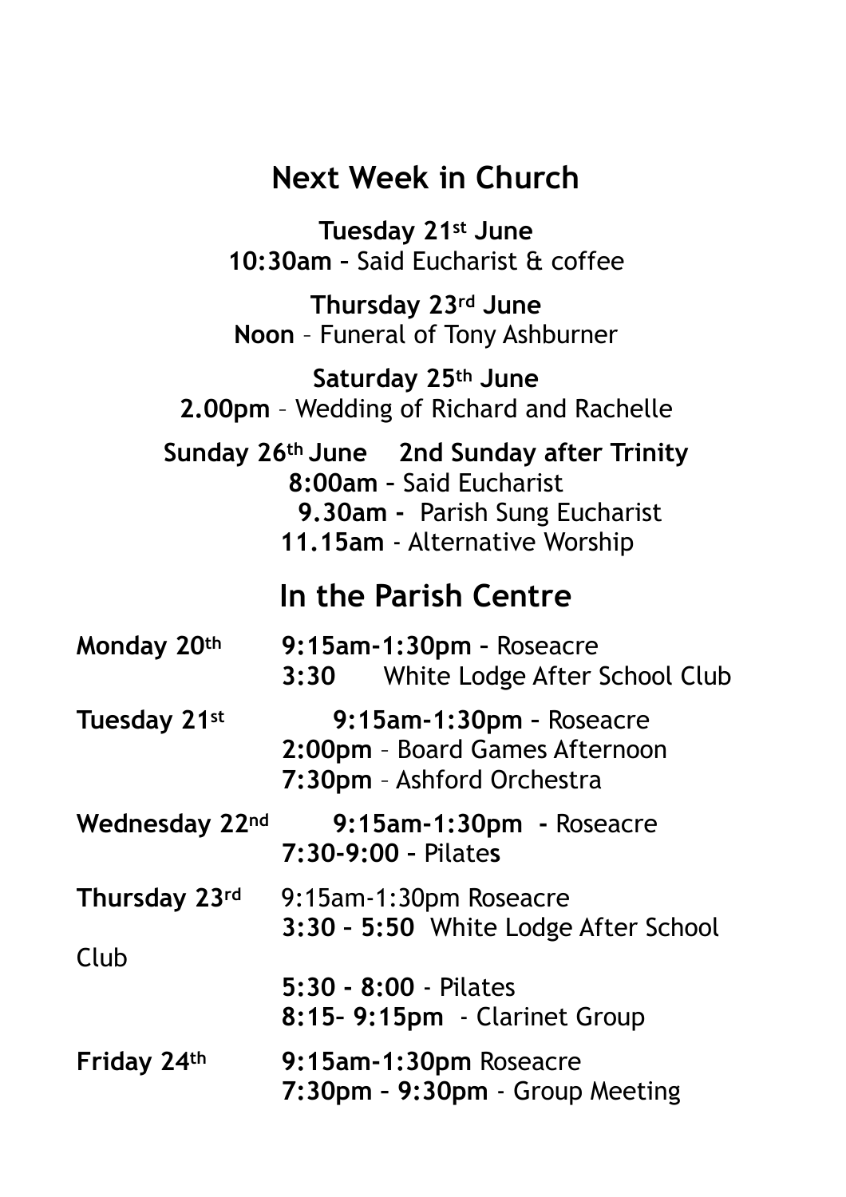## Next Week in Church

**Tuesday 21st June**
**10:30am –** Said Eucharist & coffee

**Thursday 23rd June**
**Noon** – Funeral of Tony Ashburner

**Saturday 25th June**
**2.00pm** – Wedding of Richard and Rachelle

**Sunday 26th June    2nd Sunday after Trinity**
**8:00am –** Said Eucharist
**9.30am -** Parish Sung Eucharist
**11.15am** - Alternative Worship

## In the Parish Centre

**Monday 20th**
**9:15am-1:30pm –** Roseacre
**3:30** White Lodge After School Club

**Tuesday 21st**
**9:15am-1:30pm –** Roseacre
**2:00pm** – Board Games Afternoon
**7:30pm** – Ashford Orchestra

**Wednesday 22nd**
**9:15am-1:30pm -** Roseacre
**7:30-9:00 –** Pilates

**Thursday 23rd**
9:15am-1:30pm Roseacre
**3:30 – 5:50** White Lodge After School Club
**5:30 - 8:00** - Pilates
**8:15– 9:15pm** - Clarinet Group

**Friday 24th**
**9:15am-1:30pm** Roseacre
**7:30pm – 9:30pm** - Group Meeting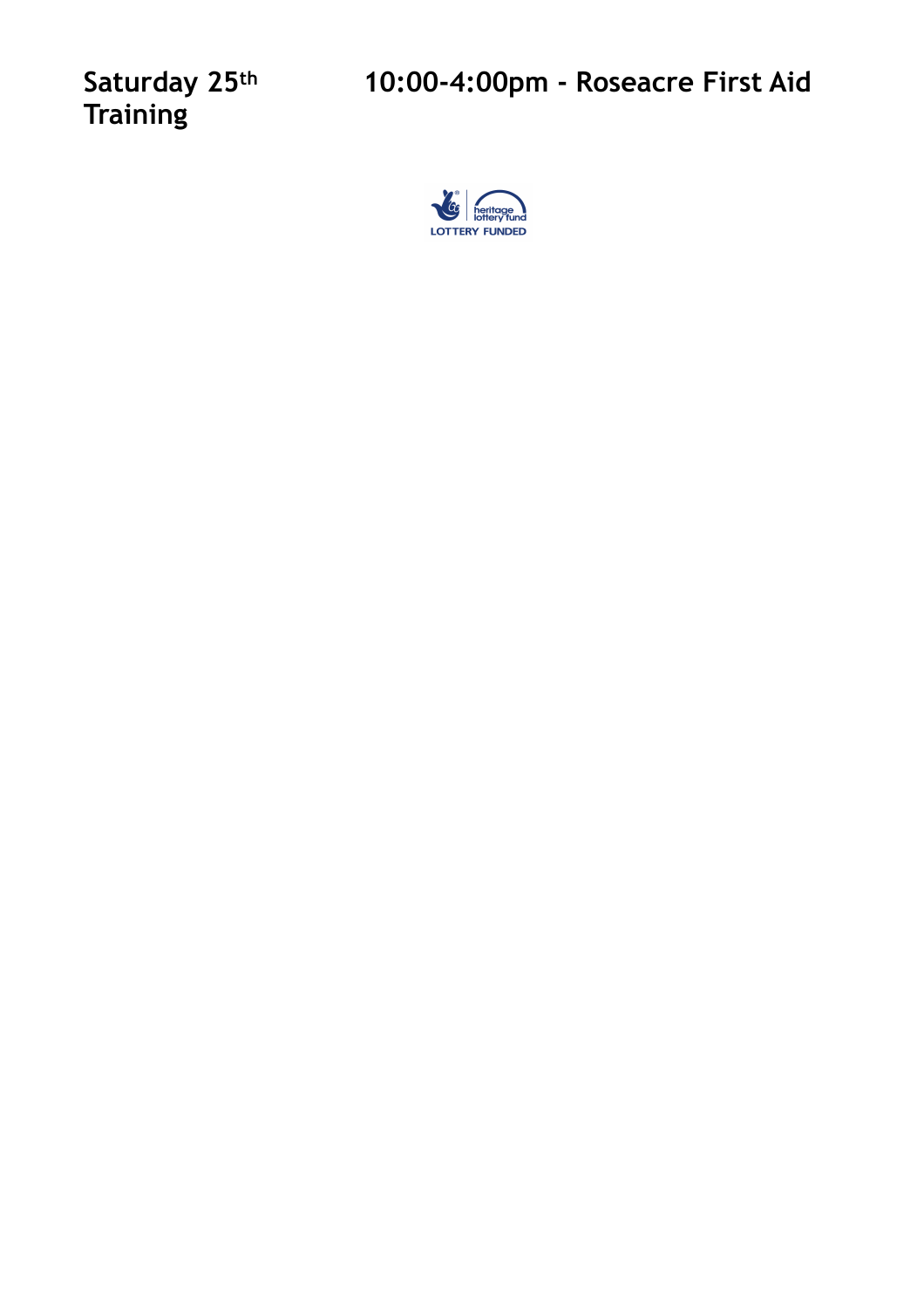**Saturday 25th** **10:00-4:00pm - Roseacre First Aid Training**

heritage lottery fund
LOTTERY FUNDED